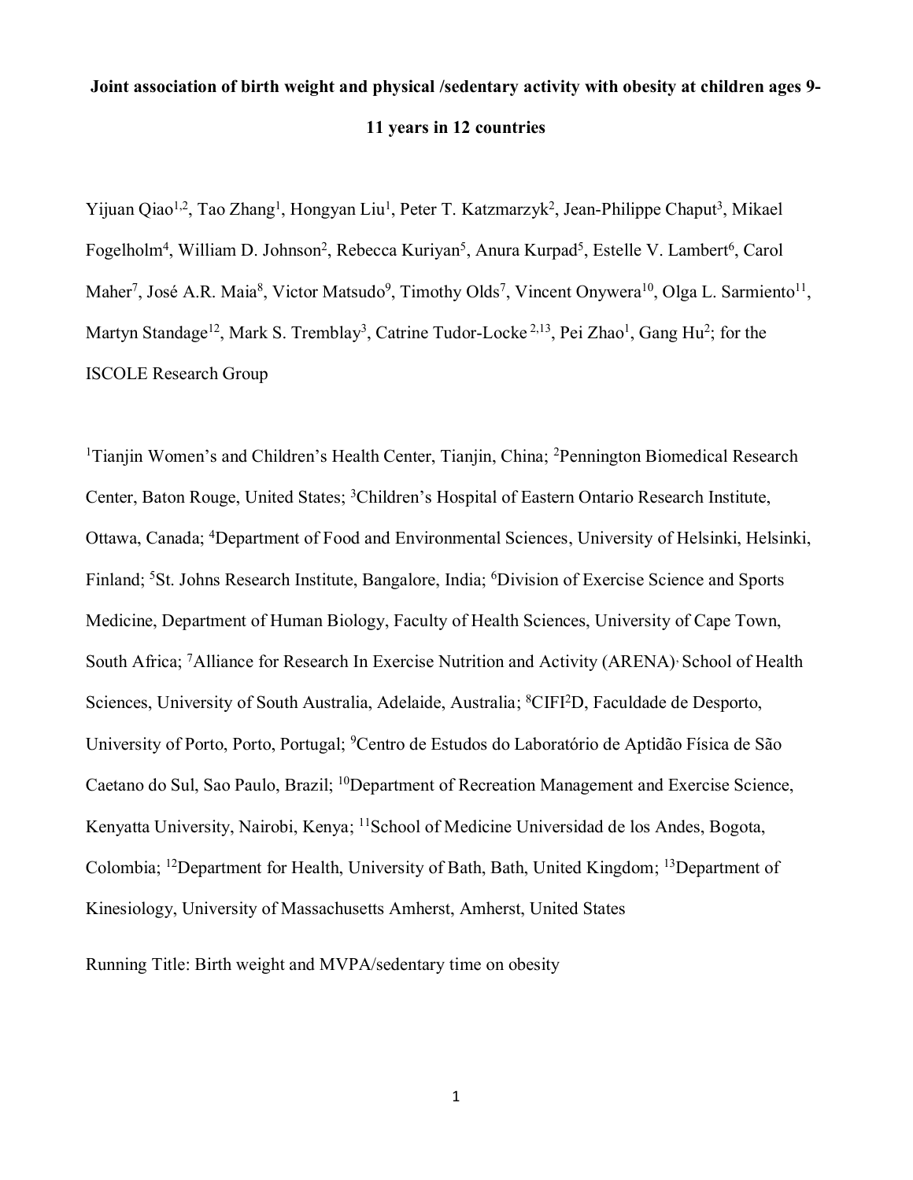# Joint association of birth weight and physical /sedentary activity with obesity at children ages 9-11 years in 12 countries

Yijuan Qiao[1,2], Tao Zhang[1], Hongyan Liu[1], Peter T. Katzmarzyk[2], Jean-Philippe Chaput[3], Mikael Fogelholm[4], William D. Johnson[2], Rebecca Kuriyan[5], Anura Kurpad[5], Estelle V. Lambert[6], Carol Maher[7], José A.R. Maia[8], Victor Matsudo[9], Timothy Olds[7], Vincent Onywera[10], Olga L. Sarmiento[11], Martyn Standage[12], Mark S. Tremblay[3], Catrine Tudor-Locke [2,13], Pei Zhao[1], Gang Hu[2]; for the ISCOLE Research Group

[1]Tianjin Women's and Children's Health Center, Tianjin, China; [2]Pennington Biomedical Research Center, Baton Rouge, United States; [3]Children's Hospital of Eastern Ontario Research Institute, Ottawa, Canada; [4]Department of Food and Environmental Sciences, University of Helsinki, Helsinki, Finland; [5]St. Johns Research Institute, Bangalore, India; [6]Division of Exercise Science and Sports Medicine, Department of Human Biology, Faculty of Health Sciences, University of Cape Town, South Africa; [7]Alliance for Research In Exercise Nutrition and Activity (ARENA), School of Health Sciences, University of South Australia, Adelaide, Australia; [8]CIFI²D, Faculdade de Desporto, University of Porto, Porto, Portugal; [9]Centro de Estudos do Laboratório de Aptidão Física de São Caetano do Sul, Sao Paulo, Brazil; [10]Department of Recreation Management and Exercise Science, Kenyatta University, Nairobi, Kenya; [11]School of Medicine Universidad de los Andes, Bogota, Colombia; [12]Department for Health, University of Bath, Bath, United Kingdom; [13]Department of Kinesiology, University of Massachusetts Amherst, Amherst, United States

Running Title: Birth weight and MVPA/sedentary time on obesity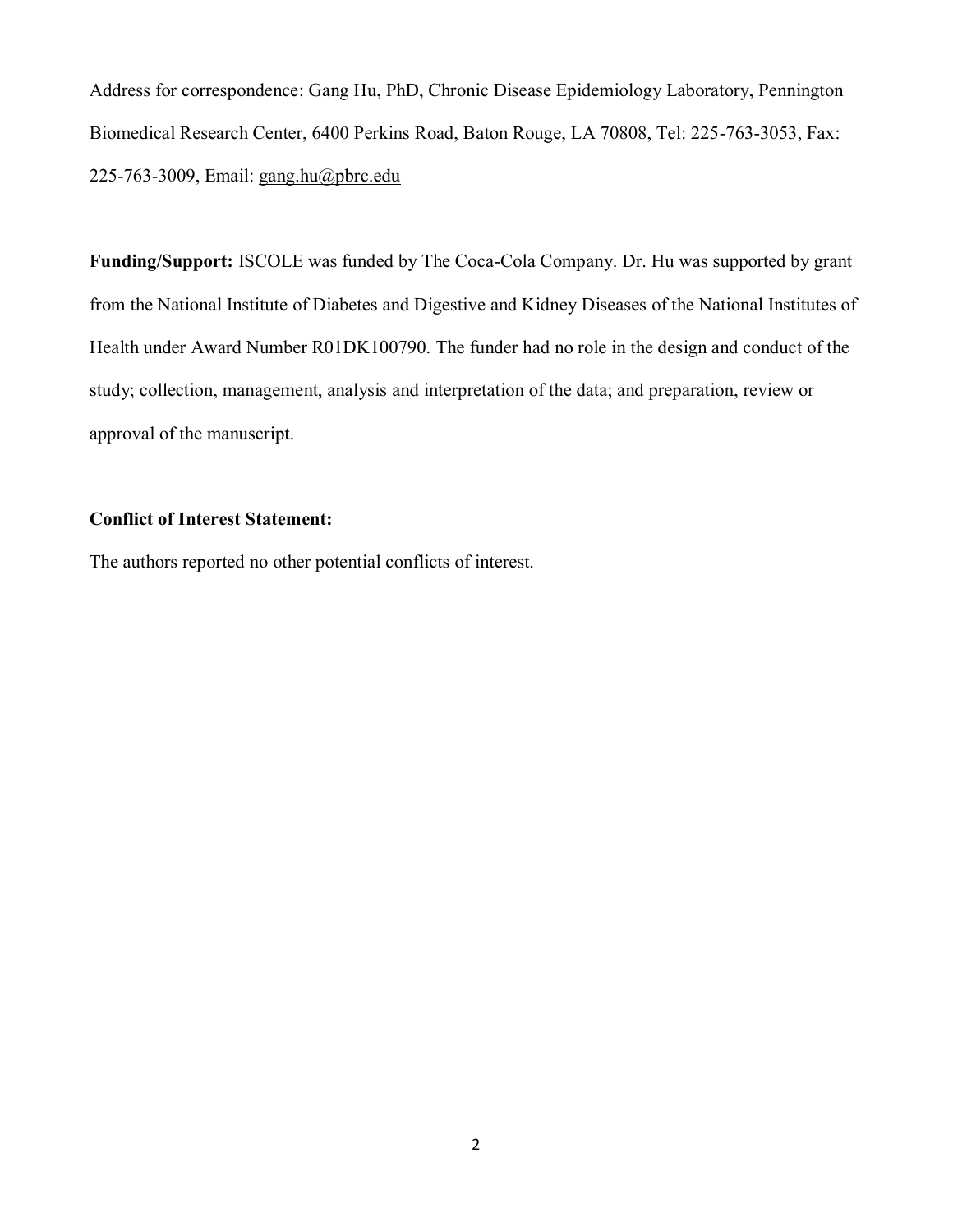Address for correspondence: Gang Hu, PhD, Chronic Disease Epidemiology Laboratory, Pennington Biomedical Research Center, 6400 Perkins Road, Baton Rouge, LA 70808, Tel: 225-763-3053, Fax: 225-763-3009, Email: gang.hu@pbrc.edu

**Funding/Support:** ISCOLE was funded by The Coca-Cola Company. Dr. Hu was supported by grant from the National Institute of Diabetes and Digestive and Kidney Diseases of the National Institutes of Health under Award Number R01DK100790. The funder had no role in the design and conduct of the study; collection, management, analysis and interpretation of the data; and preparation, review or approval of the manuscript.

**Conflict of Interest Statement:**

The authors reported no other potential conflicts of interest.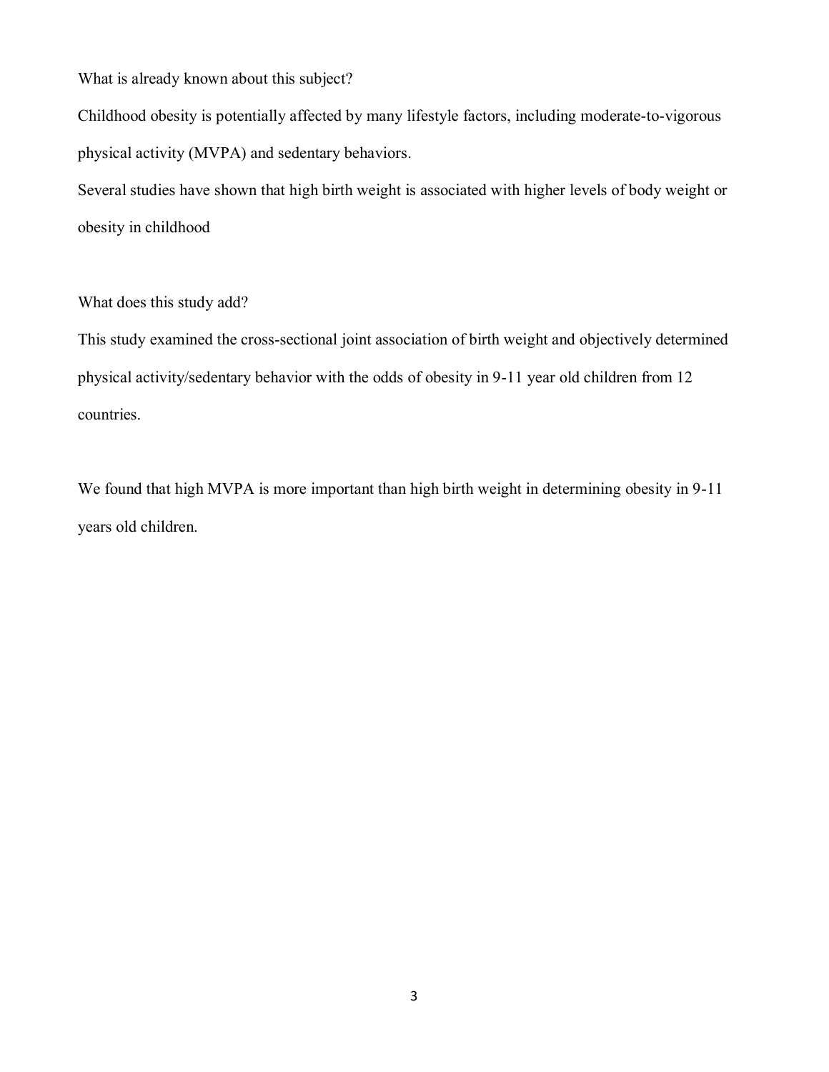What is already known about this subject?

Childhood obesity is potentially affected by many lifestyle factors, including moderate-to-vigorous physical activity (MVPA) and sedentary behaviors.

Several studies have shown that high birth weight is associated with higher levels of body weight or obesity in childhood

What does this study add?

This study examined the cross-sectional joint association of birth weight and objectively determined physical activity/sedentary behavior with the odds of obesity in 9-11 year old children from 12 countries.

We found that high MVPA is more important than high birth weight in determining obesity in 9-11 years old children.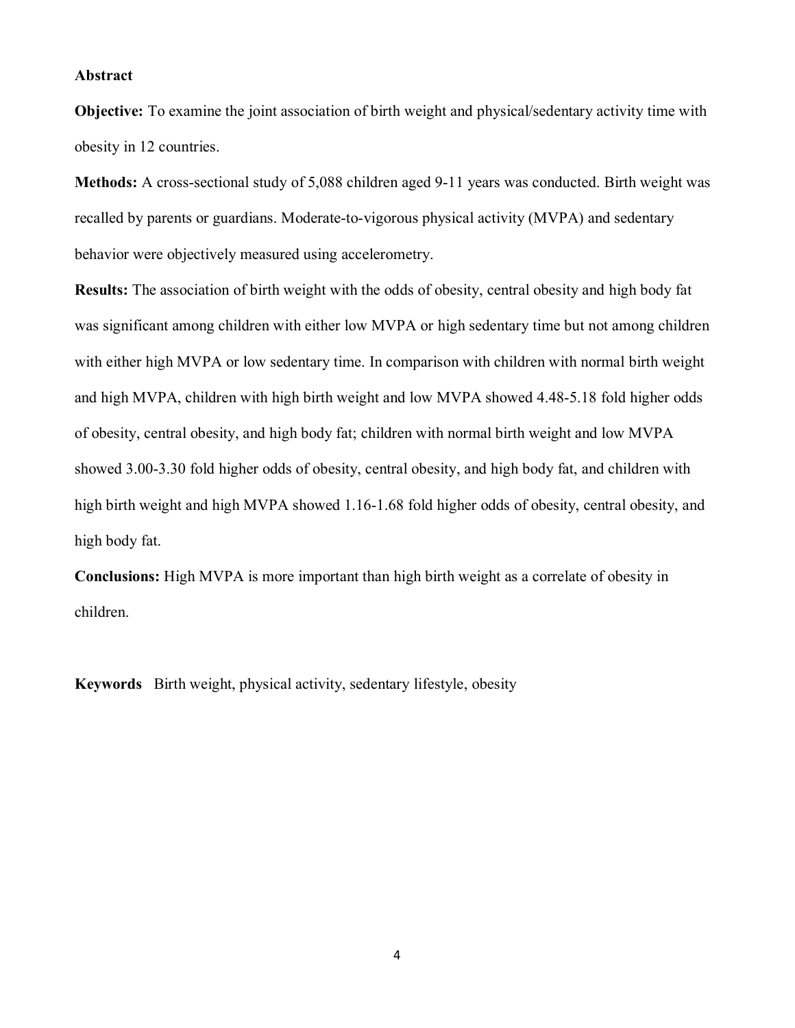## Abstract

**Objective:** To examine the joint association of birth weight and physical/sedentary activity time with obesity in 12 countries.

**Methods:** A cross-sectional study of 5,088 children aged 9-11 years was conducted. Birth weight was recalled by parents or guardians. Moderate-to-vigorous physical activity (MVPA) and sedentary behavior were objectively measured using accelerometry.

**Results:** The association of birth weight with the odds of obesity, central obesity and high body fat was significant among children with either low MVPA or high sedentary time but not among children with either high MVPA or low sedentary time. In comparison with children with normal birth weight and high MVPA, children with high birth weight and low MVPA showed 4.48-5.18 fold higher odds of obesity, central obesity, and high body fat; children with normal birth weight and low MVPA showed 3.00-3.30 fold higher odds of obesity, central obesity, and high body fat, and children with high birth weight and high MVPA showed 1.16-1.68 fold higher odds of obesity, central obesity, and high body fat.

**Conclusions:** High MVPA is more important than high birth weight as a correlate of obesity in children.

**Keywords** Birth weight, physical activity, sedentary lifestyle, obesity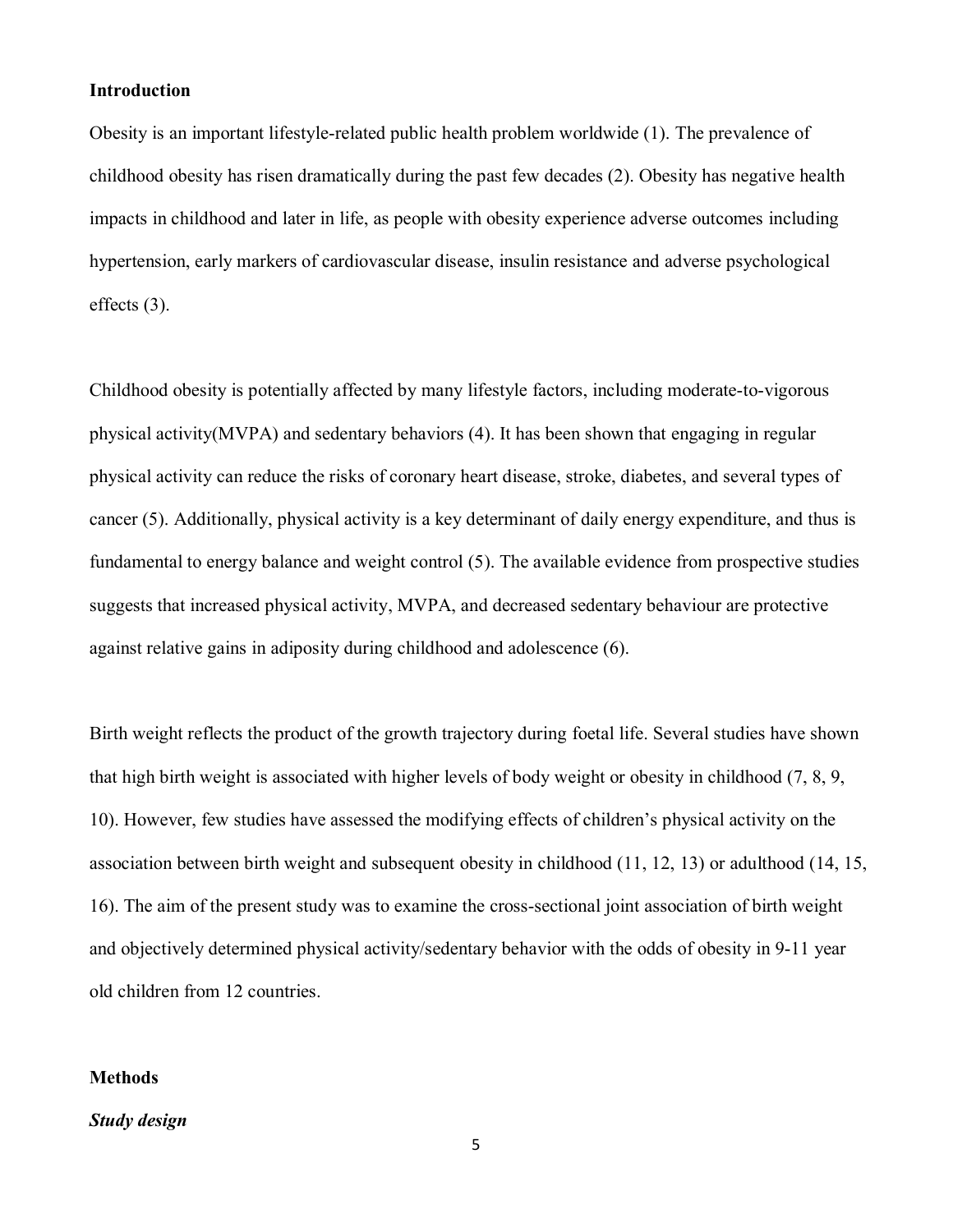## Introduction

Obesity is an important lifestyle-related public health problem worldwide (1). The prevalence of childhood obesity has risen dramatically during the past few decades (2). Obesity has negative health impacts in childhood and later in life, as people with obesity experience adverse outcomes including hypertension, early markers of cardiovascular disease, insulin resistance and adverse psychological effects (3).

Childhood obesity is potentially affected by many lifestyle factors, including moderate-to-vigorous physical activity(MVPA) and sedentary behaviors (4). It has been shown that engaging in regular physical activity can reduce the risks of coronary heart disease, stroke, diabetes, and several types of cancer (5). Additionally, physical activity is a key determinant of daily energy expenditure, and thus is fundamental to energy balance and weight control (5). The available evidence from prospective studies suggests that increased physical activity, MVPA, and decreased sedentary behaviour are protective against relative gains in adiposity during childhood and adolescence (6).

Birth weight reflects the product of the growth trajectory during foetal life. Several studies have shown that high birth weight is associated with higher levels of body weight or obesity in childhood (7, 8, 9, 10). However, few studies have assessed the modifying effects of children's physical activity on the association between birth weight and subsequent obesity in childhood (11, 12, 13) or adulthood (14, 15, 16). The aim of the present study was to examine the cross-sectional joint association of birth weight and objectively determined physical activity/sedentary behavior with the odds of obesity in 9-11 year old children from 12 countries.

## Methods

### *Study design*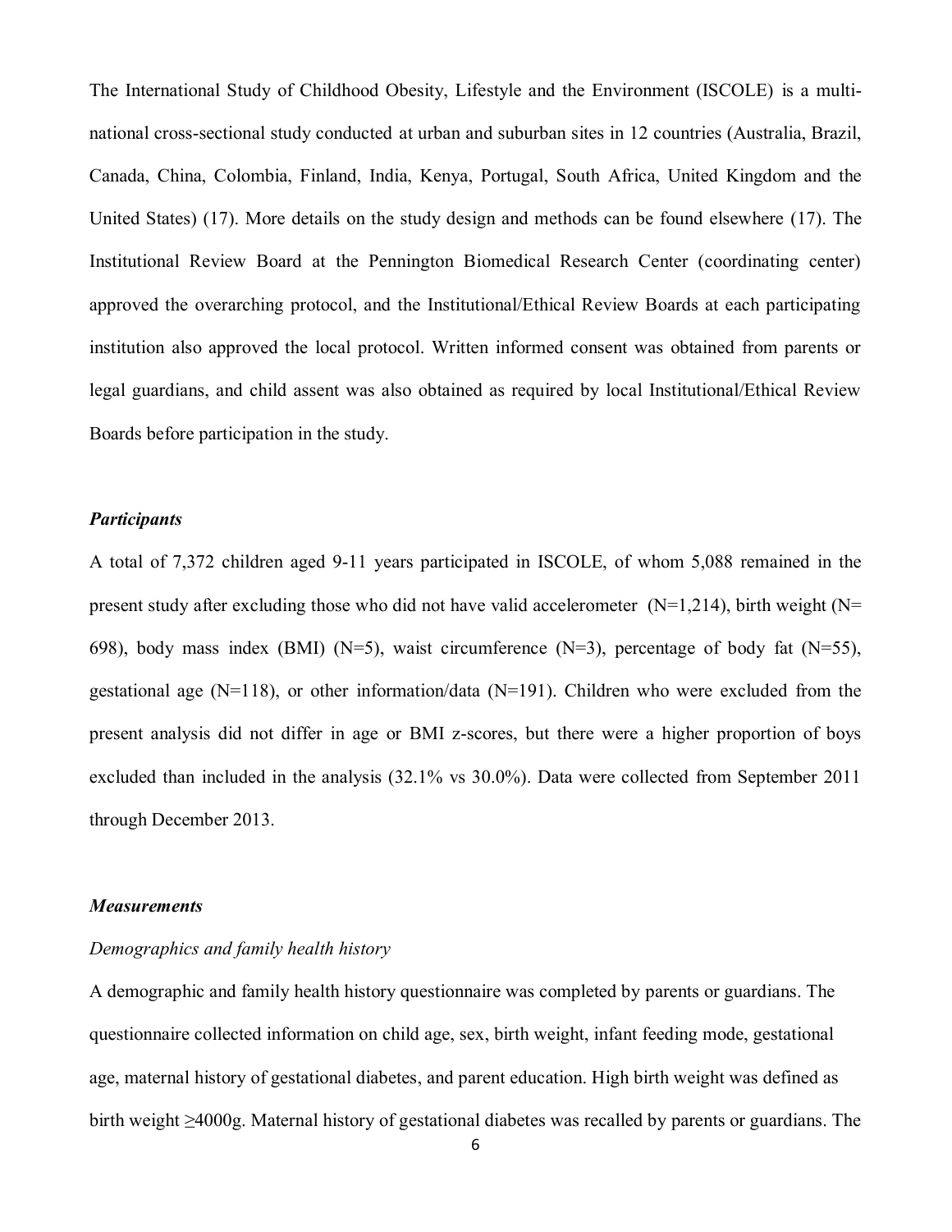The International Study of Childhood Obesity, Lifestyle and the Environment (ISCOLE) is a multi-national cross-sectional study conducted at urban and suburban sites in 12 countries (Australia, Brazil, Canada, China, Colombia, Finland, India, Kenya, Portugal, South Africa, United Kingdom and the United States) (17). More details on the study design and methods can be found elsewhere (17). The Institutional Review Board at the Pennington Biomedical Research Center (coordinating center) approved the overarching protocol, and the Institutional/Ethical Review Boards at each participating institution also approved the local protocol. Written informed consent was obtained from parents or legal guardians, and child assent was also obtained as required by local Institutional/Ethical Review Boards before participation in the study.

### *Participants*

A total of 7,372 children aged 9-11 years participated in ISCOLE, of whom 5,088 remained in the present study after excluding those who did not have valid accelerometer (N=1,214), birth weight (N= 698), body mass index (BMI) (N=5), waist circumference (N=3), percentage of body fat (N=55), gestational age (N=118), or other information/data (N=191). Children who were excluded from the present analysis did not differ in age or BMI z-scores, but there were a higher proportion of boys excluded than included in the analysis (32.1% vs 30.0%). Data were collected from September 2011 through December 2013.

### *Measurements*

*Demographics and family health history*

A demographic and family health history questionnaire was completed by parents or guardians. The questionnaire collected information on child age, sex, birth weight, infant feeding mode, gestational age, maternal history of gestational diabetes, and parent education. High birth weight was defined as birth weight ≥4000g. Maternal history of gestational diabetes was recalled by parents or guardians. The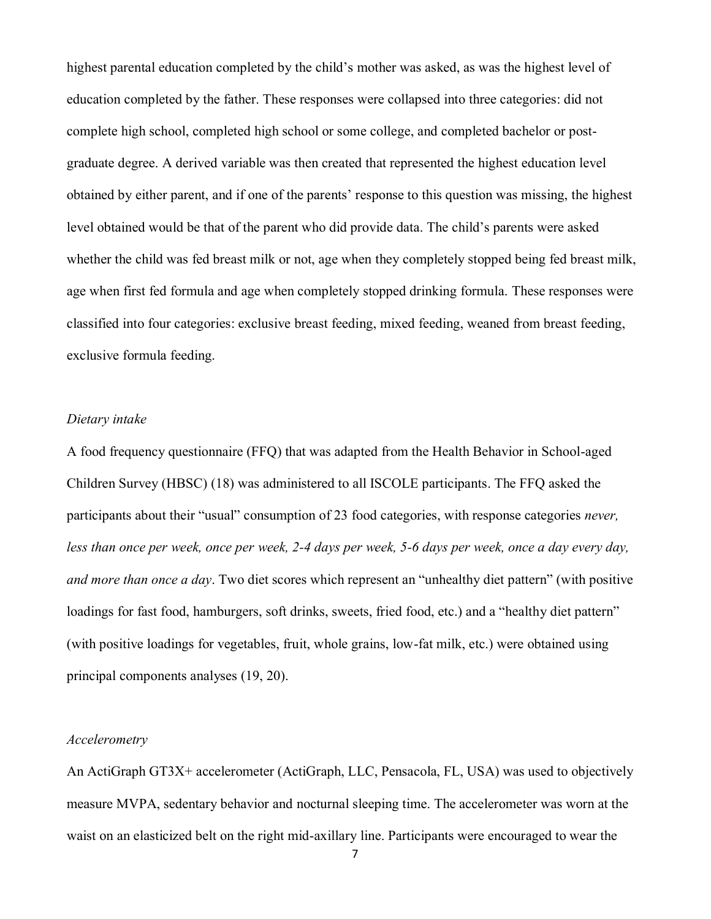highest parental education completed by the child's mother was asked, as was the highest level of education completed by the father. These responses were collapsed into three categories: did not complete high school, completed high school or some college, and completed bachelor or post-graduate degree. A derived variable was then created that represented the highest education level obtained by either parent, and if one of the parents' response to this question was missing, the highest level obtained would be that of the parent who did provide data. The child's parents were asked whether the child was fed breast milk or not, age when they completely stopped being fed breast milk, age when first fed formula and age when completely stopped drinking formula. These responses were classified into four categories: exclusive breast feeding, mixed feeding, weaned from breast feeding, exclusive formula feeding.

*Dietary intake*

A food frequency questionnaire (FFQ) that was adapted from the Health Behavior in School-aged Children Survey (HBSC) (18) was administered to all ISCOLE participants. The FFQ asked the participants about their "usual" consumption of 23 food categories, with response categories *never, less than once per week, once per week, 2-4 days per week, 5-6 days per week, once a day every day, and more than once a day*. Two diet scores which represent an "unhealthy diet pattern" (with positive loadings for fast food, hamburgers, soft drinks, sweets, fried food, etc.) and a "healthy diet pattern" (with positive loadings for vegetables, fruit, whole grains, low-fat milk, etc.) were obtained using principal components analyses (19, 20).

*Accelerometry*

An ActiGraph GT3X+ accelerometer (ActiGraph, LLC, Pensacola, FL, USA) was used to objectively measure MVPA, sedentary behavior and nocturnal sleeping time. The accelerometer was worn at the waist on an elasticized belt on the right mid-axillary line. Participants were encouraged to wear the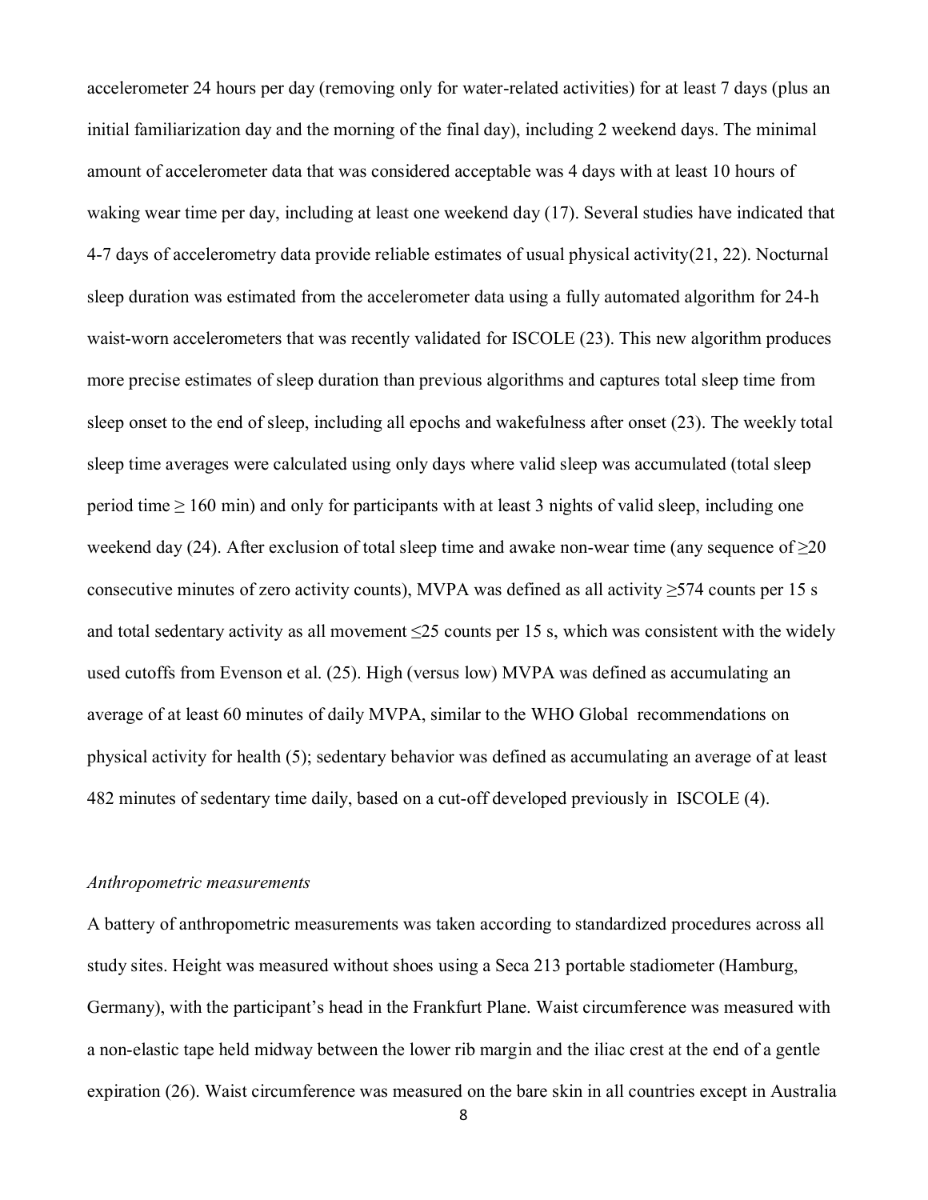accelerometer 24 hours per day (removing only for water-related activities) for at least 7 days (plus an initial familiarization day and the morning of the final day), including 2 weekend days. The minimal amount of accelerometer data that was considered acceptable was 4 days with at least 10 hours of waking wear time per day, including at least one weekend day (17). Several studies have indicated that 4-7 days of accelerometry data provide reliable estimates of usual physical activity(21, 22). Nocturnal sleep duration was estimated from the accelerometer data using a fully automated algorithm for 24-h waist-worn accelerometers that was recently validated for ISCOLE (23). This new algorithm produces more precise estimates of sleep duration than previous algorithms and captures total sleep time from sleep onset to the end of sleep, including all epochs and wakefulness after onset (23). The weekly total sleep time averages were calculated using only days where valid sleep was accumulated (total sleep period time ≥ 160 min) and only for participants with at least 3 nights of valid sleep, including one weekend day (24). After exclusion of total sleep time and awake non-wear time (any sequence of ≥20 consecutive minutes of zero activity counts), MVPA was defined as all activity ≥574 counts per 15 s and total sedentary activity as all movement ≤25 counts per 15 s, which was consistent with the widely used cutoffs from Evenson et al. (25). High (versus low) MVPA was defined as accumulating an average of at least 60 minutes of daily MVPA, similar to the WHO Global recommendations on physical activity for health (5); sedentary behavior was defined as accumulating an average of at least 482 minutes of sedentary time daily, based on a cut-off developed previously in ISCOLE (4).

*Anthropometric measurements*

A battery of anthropometric measurements was taken according to standardized procedures across all study sites. Height was measured without shoes using a Seca 213 portable stadiometer (Hamburg, Germany), with the participant's head in the Frankfurt Plane. Waist circumference was measured with a non-elastic tape held midway between the lower rib margin and the iliac crest at the end of a gentle expiration (26). Waist circumference was measured on the bare skin in all countries except in Australia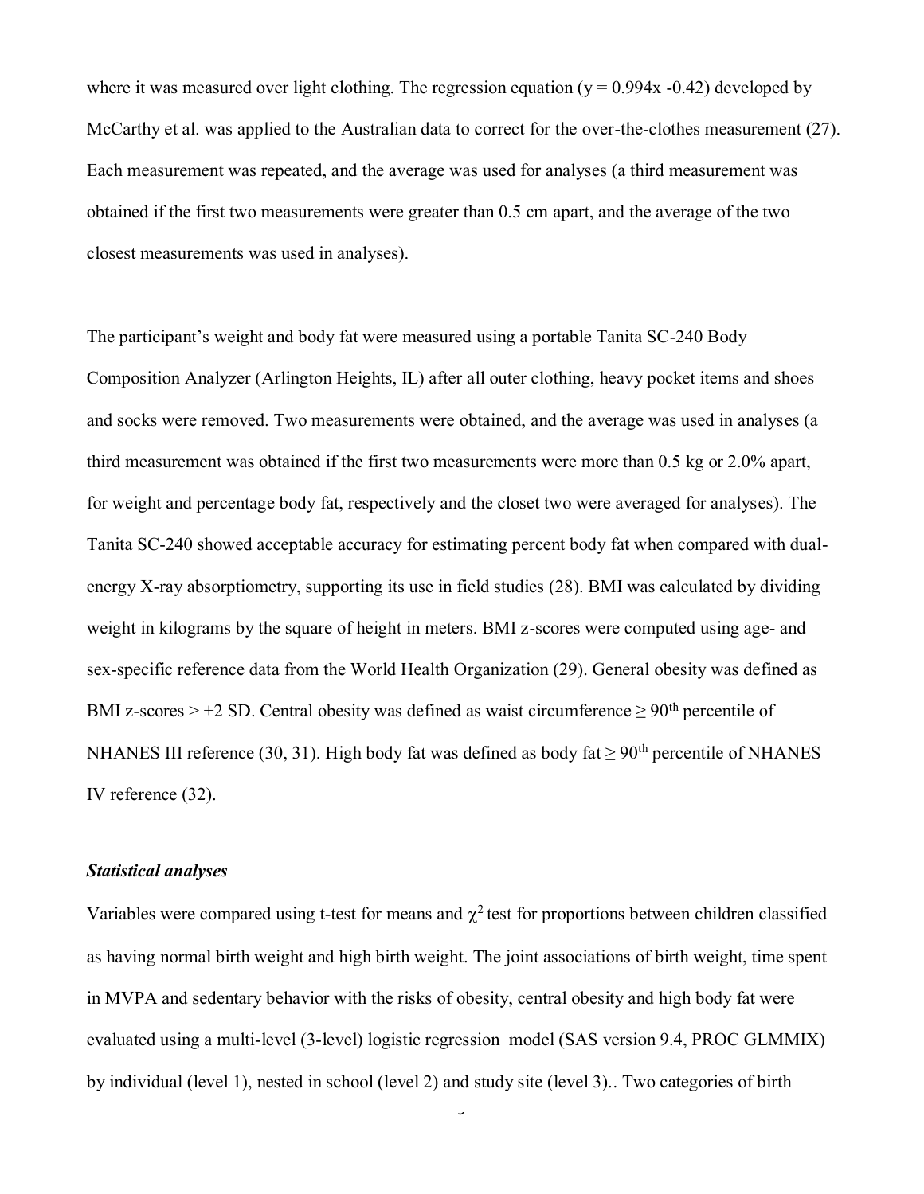where it was measured over light clothing. The regression equation ($y = 0.994x - 0.42$) developed by McCarthy et al. was applied to the Australian data to correct for the over-the-clothes measurement (27). Each measurement was repeated, and the average was used for analyses (a third measurement was obtained if the first two measurements were greater than 0.5 cm apart, and the average of the two closest measurements was used in analyses).

The participant's weight and body fat were measured using a portable Tanita SC-240 Body Composition Analyzer (Arlington Heights, IL) after all outer clothing, heavy pocket items and shoes and socks were removed. Two measurements were obtained, and the average was used in analyses (a third measurement was obtained if the first two measurements were more than 0.5 kg or 2.0% apart, for weight and percentage body fat, respectively and the closet two were averaged for analyses). The Tanita SC-240 showed acceptable accuracy for estimating percent body fat when compared with dual-energy X-ray absorptiometry, supporting its use in field studies (28). BMI was calculated by dividing weight in kilograms by the square of height in meters. BMI z-scores were computed using age- and sex-specific reference data from the World Health Organization (29). General obesity was defined as BMI z-scores > +2 SD. Central obesity was defined as waist circumference ≥ $90^{th}$ percentile of NHANES III reference (30, 31). High body fat was defined as body fat ≥ $90^{th}$ percentile of NHANES IV reference (32).

### *Statistical analyses*

Variables were compared using t-test for means and $\chi^2$ test for proportions between children classified as having normal birth weight and high birth weight. The joint associations of birth weight, time spent in MVPA and sedentary behavior with the risks of obesity, central obesity and high body fat were evaluated using a multi-level (3-level) logistic regression model (SAS version 9.4, PROC GLMMIX) by individual (level 1), nested in school (level 2) and study site (level 3).. Two categories of birth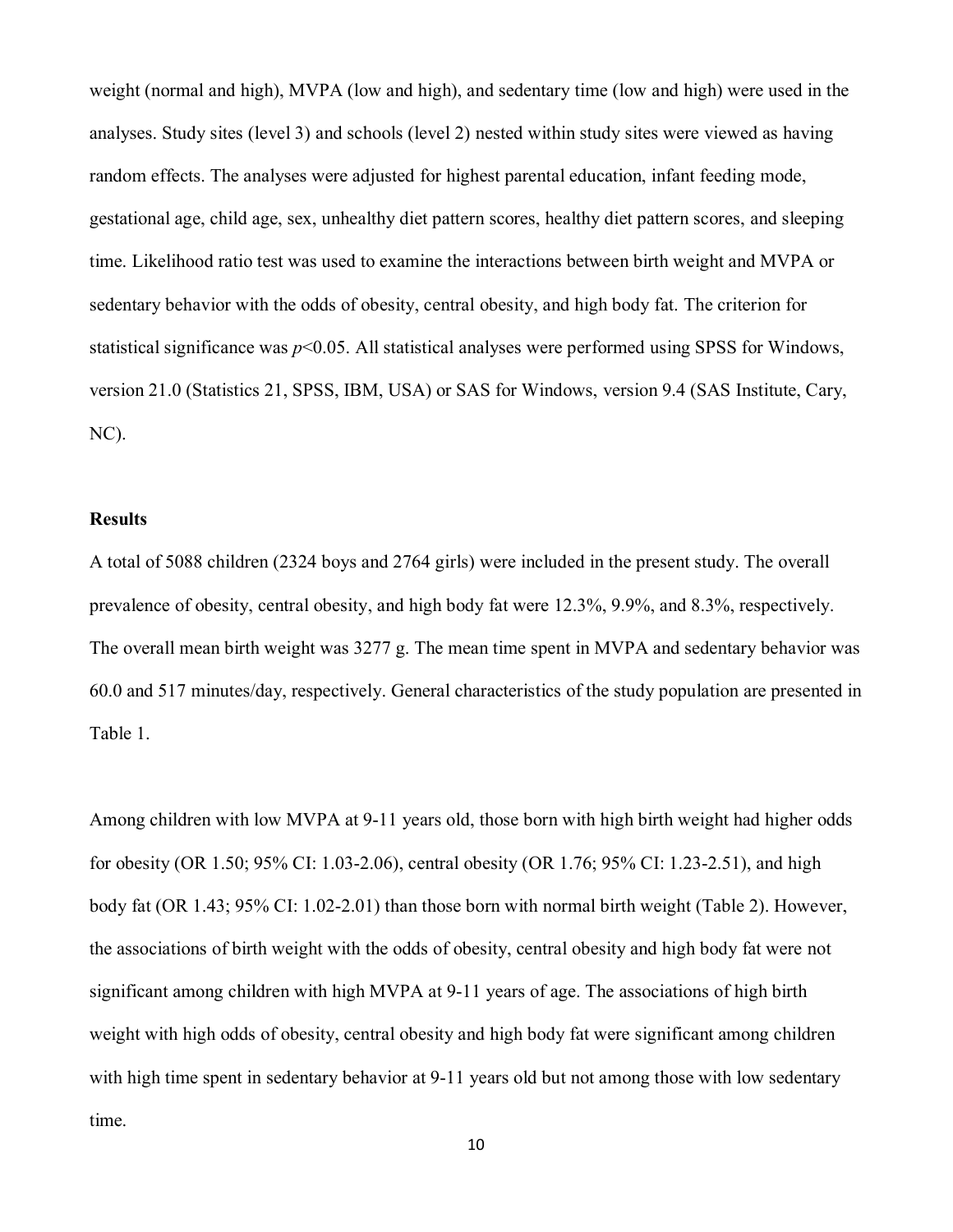weight (normal and high), MVPA (low and high), and sedentary time (low and high) were used in the analyses. Study sites (level 3) and schools (level 2) nested within study sites were viewed as having random effects. The analyses were adjusted for highest parental education, infant feeding mode, gestational age, child age, sex, unhealthy diet pattern scores, healthy diet pattern scores, and sleeping time. Likelihood ratio test was used to examine the interactions between birth weight and MVPA or sedentary behavior with the odds of obesity, central obesity, and high body fat. The criterion for statistical significance was $p<0.05$. All statistical analyses were performed using SPSS for Windows, version 21.0 (Statistics 21, SPSS, IBM, USA) or SAS for Windows, version 9.4 (SAS Institute, Cary, NC).

## Results

A total of 5088 children (2324 boys and 2764 girls) were included in the present study. The overall prevalence of obesity, central obesity, and high body fat were 12.3%, 9.9%, and 8.3%, respectively. The overall mean birth weight was 3277 g. The mean time spent in MVPA and sedentary behavior was 60.0 and 517 minutes/day, respectively. General characteristics of the study population are presented in Table 1.

Among children with low MVPA at 9-11 years old, those born with high birth weight had higher odds for obesity (OR 1.50; 95% CI: 1.03-2.06), central obesity (OR 1.76; 95% CI: 1.23-2.51), and high body fat (OR 1.43; 95% CI: 1.02-2.01) than those born with normal birth weight (Table 2). However, the associations of birth weight with the odds of obesity, central obesity and high body fat were not significant among children with high MVPA at 9-11 years of age. The associations of high birth weight with high odds of obesity, central obesity and high body fat were significant among children with high time spent in sedentary behavior at 9-11 years old but not among those with low sedentary time.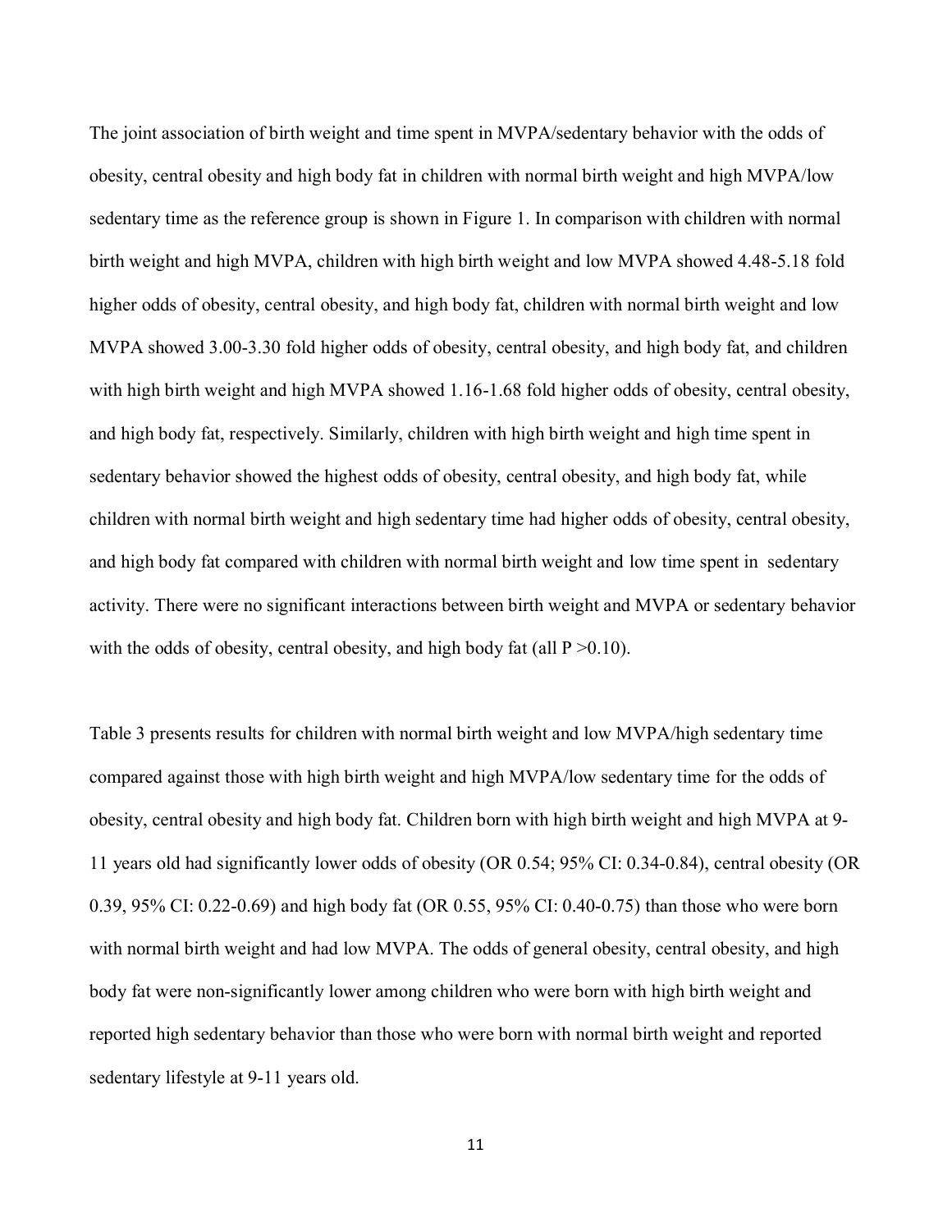The joint association of birth weight and time spent in MVPA/sedentary behavior with the odds of obesity, central obesity and high body fat in children with normal birth weight and high MVPA/low sedentary time as the reference group is shown in Figure 1. In comparison with children with normal birth weight and high MVPA, children with high birth weight and low MVPA showed 4.48-5.18 fold higher odds of obesity, central obesity, and high body fat, children with normal birth weight and low MVPA showed 3.00-3.30 fold higher odds of obesity, central obesity, and high body fat, and children with high birth weight and high MVPA showed 1.16-1.68 fold higher odds of obesity, central obesity, and high body fat, respectively. Similarly, children with high birth weight and high time spent in sedentary behavior showed the highest odds of obesity, central obesity, and high body fat, while children with normal birth weight and high sedentary time had higher odds of obesity, central obesity, and high body fat compared with children with normal birth weight and low time spent in sedentary activity. There were no significant interactions between birth weight and MVPA or sedentary behavior with the odds of obesity, central obesity, and high body fat (all $P > 0.10$).

Table 3 presents results for children with normal birth weight and low MVPA/high sedentary time compared against those with high birth weight and high MVPA/low sedentary time for the odds of obesity, central obesity and high body fat. Children born with high birth weight and high MVPA at 9-11 years old had significantly lower odds of obesity (OR 0.54; 95% CI: 0.34-0.84), central obesity (OR 0.39, 95% CI: 0.22-0.69) and high body fat (OR 0.55, 95% CI: 0.40-0.75) than those who were born with normal birth weight and had low MVPA. The odds of general obesity, central obesity, and high body fat were non-significantly lower among children who were born with high birth weight and reported high sedentary behavior than those who were born with normal birth weight and reported sedentary lifestyle at 9-11 years old.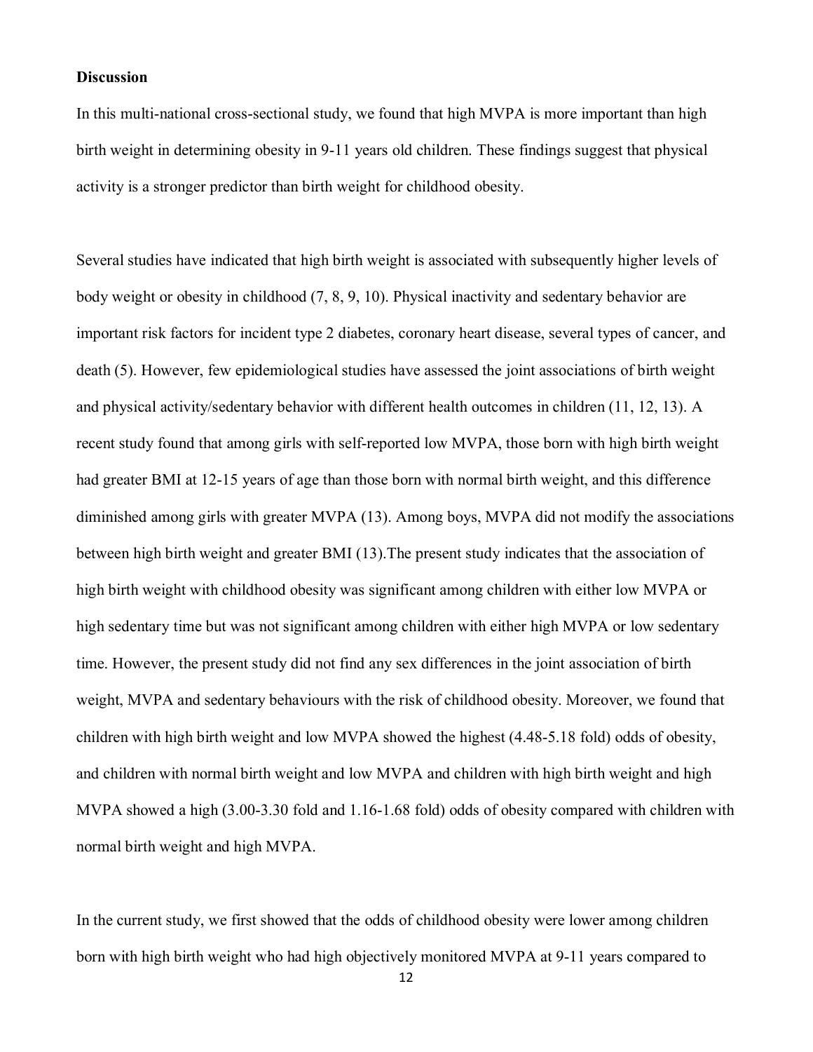## Discussion

In this multi-national cross-sectional study, we found that high MVPA is more important than high birth weight in determining obesity in 9-11 years old children. These findings suggest that physical activity is a stronger predictor than birth weight for childhood obesity.

Several studies have indicated that high birth weight is associated with subsequently higher levels of body weight or obesity in childhood (7, 8, 9, 10). Physical inactivity and sedentary behavior are important risk factors for incident type 2 diabetes, coronary heart disease, several types of cancer, and death (5). However, few epidemiological studies have assessed the joint associations of birth weight and physical activity/sedentary behavior with different health outcomes in children (11, 12, 13). A recent study found that among girls with self-reported low MVPA, those born with high birth weight had greater BMI at 12-15 years of age than those born with normal birth weight, and this difference diminished among girls with greater MVPA (13). Among boys, MVPA did not modify the associations between high birth weight and greater BMI (13).The present study indicates that the association of high birth weight with childhood obesity was significant among children with either low MVPA or high sedentary time but was not significant among children with either high MVPA or low sedentary time. However, the present study did not find any sex differences in the joint association of birth weight, MVPA and sedentary behaviours with the risk of childhood obesity. Moreover, we found that children with high birth weight and low MVPA showed the highest (4.48-5.18 fold) odds of obesity, and children with normal birth weight and low MVPA and children with high birth weight and high MVPA showed a high (3.00-3.30 fold and 1.16-1.68 fold) odds of obesity compared with children with normal birth weight and high MVPA.

In the current study, we first showed that the odds of childhood obesity were lower among children born with high birth weight who had high objectively monitored MVPA at 9-11 years compared to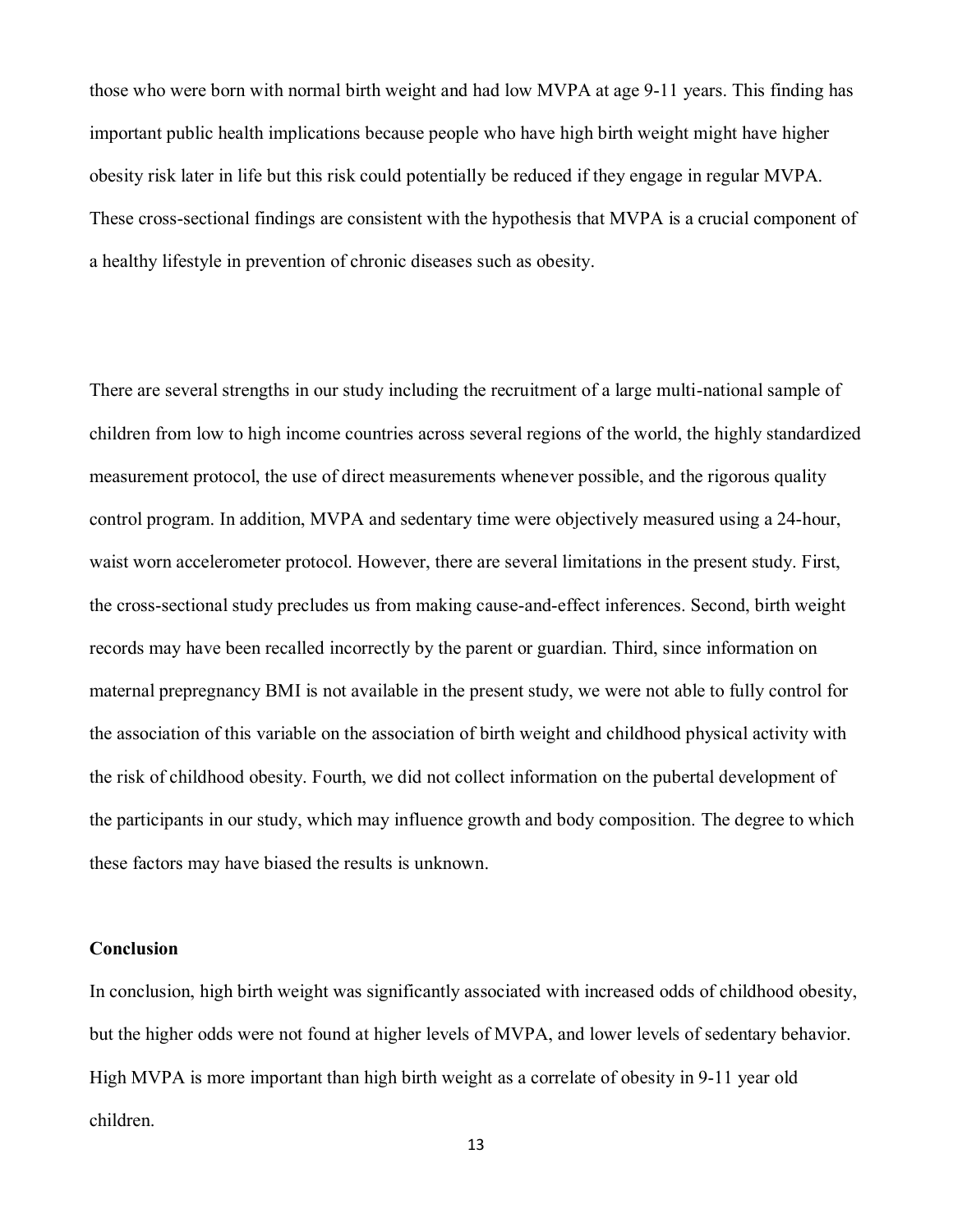those who were born with normal birth weight and had low MVPA at age 9-11 years. This finding has important public health implications because people who have high birth weight might have higher obesity risk later in life but this risk could potentially be reduced if they engage in regular MVPA. These cross-sectional findings are consistent with the hypothesis that MVPA is a crucial component of a healthy lifestyle in prevention of chronic diseases such as obesity.

There are several strengths in our study including the recruitment of a large multi-national sample of children from low to high income countries across several regions of the world, the highly standardized measurement protocol, the use of direct measurements whenever possible, and the rigorous quality control program. In addition, MVPA and sedentary time were objectively measured using a 24-hour, waist worn accelerometer protocol. However, there are several limitations in the present study. First, the cross-sectional study precludes us from making cause-and-effect inferences. Second, birth weight records may have been recalled incorrectly by the parent or guardian. Third, since information on maternal prepregnancy BMI is not available in the present study, we were not able to fully control for the association of this variable on the association of birth weight and childhood physical activity with the risk of childhood obesity. Fourth, we did not collect information on the pubertal development of the participants in our study, which may influence growth and body composition. The degree to which these factors may have biased the results is unknown.

**Conclusion**

In conclusion, high birth weight was significantly associated with increased odds of childhood obesity, but the higher odds were not found at higher levels of MVPA, and lower levels of sedentary behavior. High MVPA is more important than high birth weight as a correlate of obesity in 9-11 year old children.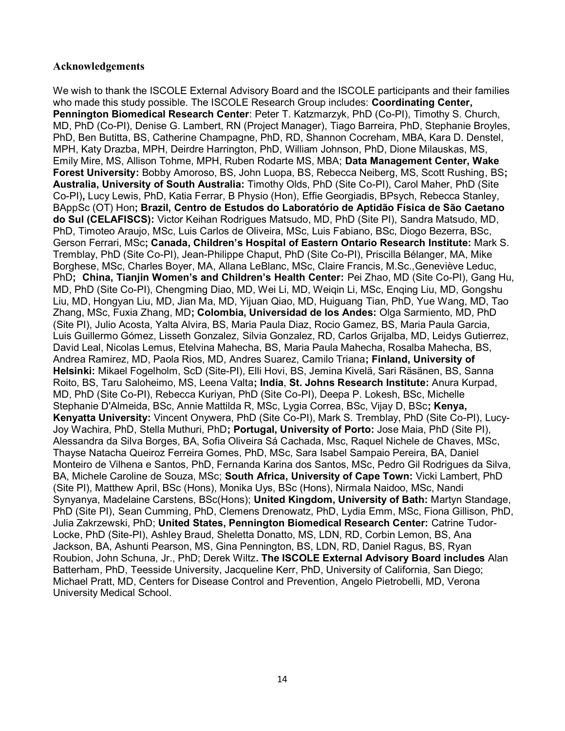### Acknowledgements

We wish to thank the ISCOLE External Advisory Board and the ISCOLE participants and their families who made this study possible. The ISCOLE Research Group includes: **Coordinating Center, Pennington Biomedical Research Center**: Peter T. Katzmarzyk, PhD (Co-PI), Timothy S. Church, MD, PhD (Co-PI), Denise G. Lambert, RN (Project Manager), Tiago Barreira, PhD, Stephanie Broyles, PhD, Ben Butitta, BS, Catherine Champagne, PhD, RD, Shannon Cocreham, MBA, Kara D. Denstel, MPH, Katy Drazba, MPH, Deirdre Harrington, PhD, William Johnson, PhD, Dione Milauskas, MS, Emily Mire, MS, Allison Tohme, MPH, Ruben Rodarte MS, MBA; **Data Management Center, Wake Forest University:** Bobby Amoroso, BS, John Luopa, BS, Rebecca Neiberg, MS, Scott Rushing, BS**; Australia, University of South Australia:** Timothy Olds, PhD (Site Co-PI), Carol Maher, PhD (Site Co-PI)**,** Lucy Lewis, PhD, Katia Ferrar, B Physio (Hon), Effie Georgiadis, BPsych, Rebecca Stanley, BAppSc (OT) Hon**; Brazil, Centro de Estudos do Laboratório de Aptidão Física de São Caetano do Sul (CELAFISCS):** Victor Keihan Rodrigues Matsudo, MD, PhD (Site PI), Sandra Matsudo, MD, PhD, Timoteo Araujo, MSc, Luis Carlos de Oliveira, MSc, Luis Fabiano, BSc, Diogo Bezerra, BSc, Gerson Ferrari, MSc**; Canada, Children's Hospital of Eastern Ontario Research Institute:** Mark S. Tremblay, PhD (Site Co-PI), Jean-Philippe Chaput, PhD (Site Co-PI), Priscilla Bélanger, MA, Mike Borghese, MSc, Charles Boyer, MA, Allana LeBlanc, MSc, Claire Francis, M.Sc.,Geneviève Leduc, PhD**; China, Tianjin Women's and Children's Health Center:** Pei Zhao, MD (Site Co-PI), Gang Hu, MD, PhD (Site Co-PI), Chengming Diao, MD, Wei Li, MD, Weiqin Li, MSc, Enqing Liu, MD, Gongshu Liu, MD, Hongyan Liu, MD, Jian Ma, MD, Yijuan Qiao, MD, Huiguang Tian, PhD, Yue Wang, MD, Tao Zhang, MSc, Fuxia Zhang, MD**; Colombia, Universidad de los Andes:** Olga Sarmiento, MD, PhD (Site PI), Julio Acosta, Yalta Alvira, BS, Maria Paula Diaz, Rocio Gamez, BS, Maria Paula Garcia, Luis Guillermo Gómez, Lisseth Gonzalez, Silvia Gonzalez, RD, Carlos Grijalba, MD, Leidys Gutierrez, David Leal, Nicolas Lemus, Etelvina Mahecha, BS, Maria Paula Mahecha, Rosalba Mahecha, BS, Andrea Ramirez, MD, Paola Rios, MD, Andres Suarez, Camilo Triana**; Finland, University of Helsinki:** Mikael Fogelholm, ScD (Site-PI), Elli Hovi, BS, Jemina Kivelä, BS, Sari Räsänen, BS, Sanna Roito, BS, Taru Saloheimo, MS, Leena Valta**; India**, **St. Johns Research Institute:** Anura Kurpad, MD, PhD (Site Co-PI), Rebecca Kuriyan, PhD (Site Co-PI), Deepa P. Lokesh, BSc, Michelle Stephanie D'Almeida, BSc, Annie Mattilda R, MSc, Lygia Correa, BSc, Vijay D, BSc**; Kenya, Kenyatta University:** Vincent Onywera, PhD (Site Co-PI), Mark S. Tremblay, PhD (Site Co-PI), Lucy-Joy Wachira, PhD, Stella Muthuri, PhD**; Portugal, University of Porto:** Jose Maia, PhD (Site PI), Alessandra da Silva Borges, BA, Sofia Oliveira Sá Cachada, Msc, Raquel Nichele de Chaves, MSc, Thayse Natacha Queiroz Ferreira Gomes, PhD, MSc, Sara Isabel Sampaio Pereira, BA, Daniel Monteiro de Vilhena e Santos, PhD, Fernanda Karina dos Santos, MSc, Pedro Gil Rodrigues da Silva, BA, Michele Caroline de Souza, MSc; **South Africa, University of Cape Town:** Vicki Lambert, PhD (Site PI), Matthew April, BSc (Hons), Monika Uys, BSc (Hons), Nirmala Naidoo, MSc, Nandi Synyanya, Madelaine Carstens, BSc(Hons); **United Kingdom, University of Bath:** Martyn Standage, PhD (Site PI), Sean Cumming, PhD, Clemens Drenowatz, PhD, Lydia Emm, MSc, Fiona Gillison, PhD, Julia Zakrzewski, PhD; **United States, Pennington Biomedical Research Center:** Catrine Tudor-Locke, PhD (Site-PI), Ashley Braud, Sheletta Donatto, MS, LDN, RD, Corbin Lemon, BS, Ana Jackson, BA, Ashunti Pearson, MS, Gina Pennington, BS, LDN, RD, Daniel Ragus, BS, Ryan Roubion, John Schuna, Jr., PhD; Derek Wiltz**. The ISCOLE External Advisory Board includes** Alan Batterham, PhD, Teesside University, Jacqueline Kerr, PhD, University of California, San Diego; Michael Pratt, MD, Centers for Disease Control and Prevention, Angelo Pietrobelli, MD, Verona University Medical School.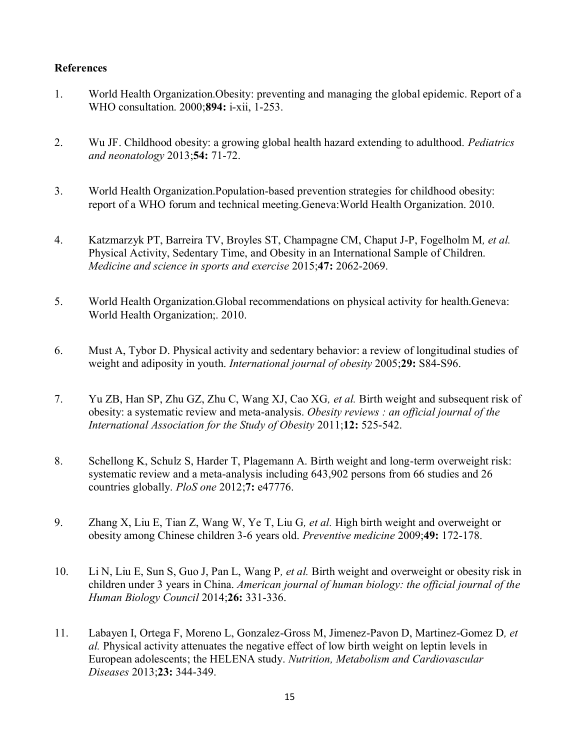**References**

1. World Health Organization.Obesity: preventing and managing the global epidemic. Report of a WHO consultation. 2000;**894:** i-xii, 1-253.

2. Wu JF. Childhood obesity: a growing global health hazard extending to adulthood. *Pediatrics and neonatology* 2013;**54:** 71-72.

3. World Health Organization.Population-based prevention strategies for childhood obesity: report of a WHO forum and technical meeting.Geneva:World Health Organization. 2010.

4. Katzmarzyk PT, Barreira TV, Broyles ST, Champagne CM, Chaput J-P, Fogelholm M*, et al.* Physical Activity, Sedentary Time, and Obesity in an International Sample of Children. *Medicine and science in sports and exercise* 2015;**47:** 2062-2069.

5. World Health Organization.Global recommendations on physical activity for health.Geneva: World Health Organization;. 2010.

6. Must A, Tybor D. Physical activity and sedentary behavior: a review of longitudinal studies of weight and adiposity in youth. *International journal of obesity* 2005;**29:** S84-S96.

7. Yu ZB, Han SP, Zhu GZ, Zhu C, Wang XJ, Cao XG*, et al.* Birth weight and subsequent risk of obesity: a systematic review and meta-analysis. *Obesity reviews : an official journal of the International Association for the Study of Obesity* 2011;**12:** 525-542.

8. Schellong K, Schulz S, Harder T, Plagemann A. Birth weight and long-term overweight risk: systematic review and a meta-analysis including 643,902 persons from 66 studies and 26 countries globally. *PloS one* 2012;**7:** e47776.

9. Zhang X, Liu E, Tian Z, Wang W, Ye T, Liu G*, et al.* High birth weight and overweight or obesity among Chinese children 3-6 years old. *Preventive medicine* 2009;**49:** 172-178.

10. Li N, Liu E, Sun S, Guo J, Pan L, Wang P*, et al.* Birth weight and overweight or obesity risk in children under 3 years in China. *American journal of human biology: the official journal of the Human Biology Council* 2014;**26:** 331-336.

11. Labayen I, Ortega F, Moreno L, Gonzalez-Gross M, Jimenez-Pavon D, Martinez-Gomez D*, et al.* Physical activity attenuates the negative effect of low birth weight on leptin levels in European adolescents; the HELENA study. *Nutrition, Metabolism and Cardiovascular Diseases* 2013;**23:** 344-349.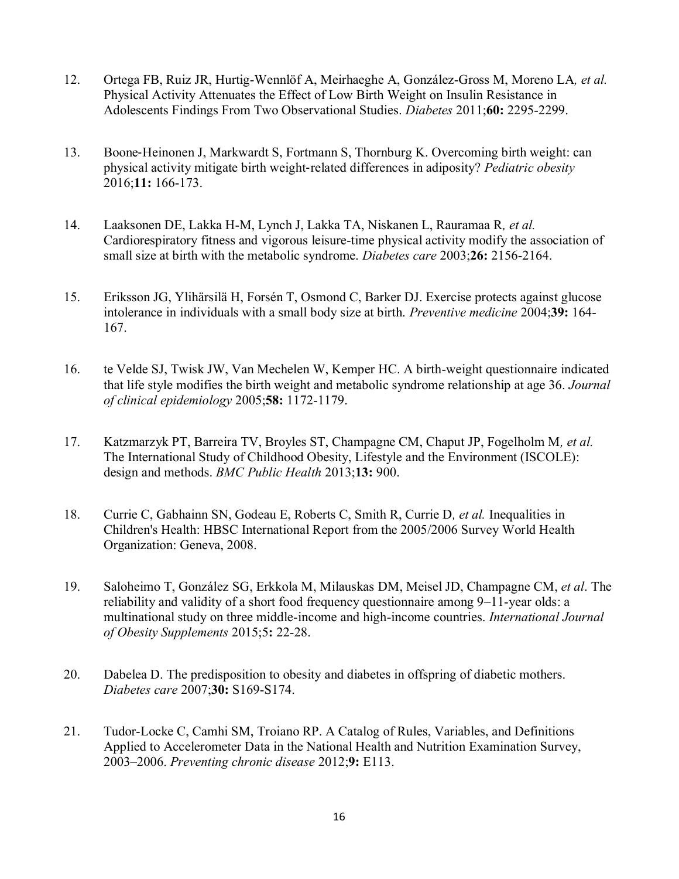12. Ortega FB, Ruiz JR, Hurtig-Wennlöf A, Meirhaeghe A, González-Gross M, Moreno LA*, et al.* Physical Activity Attenuates the Effect of Low Birth Weight on Insulin Resistance in Adolescents Findings From Two Observational Studies. *Diabetes* 2011;**60:** 2295-2299.

13. Boone-Heinonen J, Markwardt S, Fortmann S, Thornburg K. Overcoming birth weight: can physical activity mitigate birth weight-related differences in adiposity? *Pediatric obesity* 2016;**11:** 166-173.

14. Laaksonen DE, Lakka H-M, Lynch J, Lakka TA, Niskanen L, Rauramaa R*, et al.* Cardiorespiratory fitness and vigorous leisure-time physical activity modify the association of small size at birth with the metabolic syndrome. *Diabetes care* 2003;**26:** 2156-2164.

15. Eriksson JG, Ylihärsilä H, Forsén T, Osmond C, Barker DJ. Exercise protects against glucose intolerance in individuals with a small body size at birth. *Preventive medicine* 2004;**39:** 164-167.

16. te Velde SJ, Twisk JW, Van Mechelen W, Kemper HC. A birth-weight questionnaire indicated that life style modifies the birth weight and metabolic syndrome relationship at age 36. *Journal of clinical epidemiology* 2005;**58:** 1172-1179.

17. Katzmarzyk PT, Barreira TV, Broyles ST, Champagne CM, Chaput JP, Fogelholm M*, et al.* The International Study of Childhood Obesity, Lifestyle and the Environment (ISCOLE): design and methods. *BMC Public Health* 2013;**13:** 900.

18. Currie C, Gabhainn SN, Godeau E, Roberts C, Smith R, Currie D*, et al.* Inequalities in Children's Health: HBSC International Report from the 2005/2006 Survey World Health Organization: Geneva, 2008.

19. Saloheimo T, González SG, Erkkola M, Milauskas DM, Meisel JD, Champagne CM, *et al*. The reliability and validity of a short food frequency questionnaire among 9–11-year olds: a multinational study on three middle-income and high-income countries. *International Journal of Obesity Supplements* 2015;5**:** 22-28.

20. Dabelea D. The predisposition to obesity and diabetes in offspring of diabetic mothers. *Diabetes care* 2007;**30:** S169-S174.

21. Tudor-Locke C, Camhi SM, Troiano RP. A Catalog of Rules, Variables, and Definitions Applied to Accelerometer Data in the National Health and Nutrition Examination Survey, 2003–2006. *Preventing chronic disease* 2012;**9:** E113.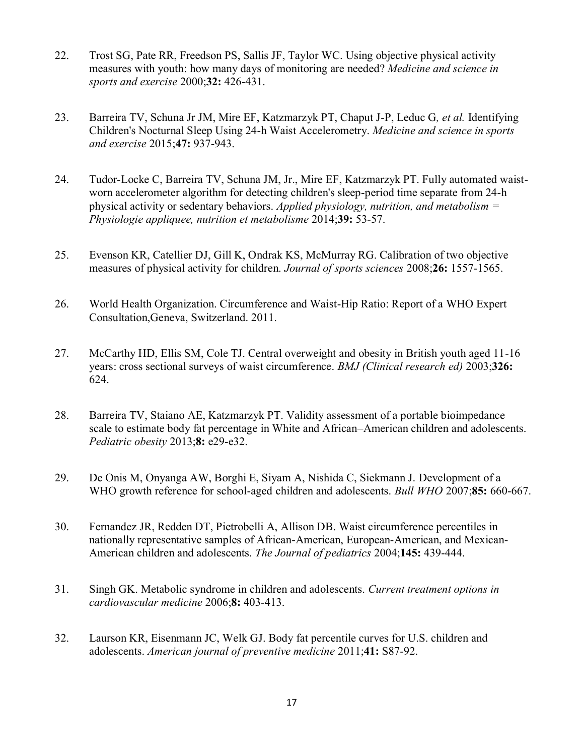22. Trost SG, Pate RR, Freedson PS, Sallis JF, Taylor WC. Using objective physical activity measures with youth: how many days of monitoring are needed? *Medicine and science in sports and exercise* 2000;**32:** 426-431.

23. Barreira TV, Schuna Jr JM, Mire EF, Katzmarzyk PT, Chaput J-P, Leduc G*, et al.* Identifying Children's Nocturnal Sleep Using 24-h Waist Accelerometry. *Medicine and science in sports and exercise* 2015;**47:** 937-943.

24. Tudor-Locke C, Barreira TV, Schuna JM, Jr., Mire EF, Katzmarzyk PT. Fully automated waist-worn accelerometer algorithm for detecting children's sleep-period time separate from 24-h physical activity or sedentary behaviors. *Applied physiology, nutrition, and metabolism = Physiologie appliquee, nutrition et metabolisme* 2014;**39:** 53-57.

25. Evenson KR, Catellier DJ, Gill K, Ondrak KS, McMurray RG. Calibration of two objective measures of physical activity for children. *Journal of sports sciences* 2008;**26:** 1557-1565.

26. World Health Organization. Circumference and Waist-Hip Ratio: Report of a WHO Expert Consultation,Geneva, Switzerland. 2011.

27. McCarthy HD, Ellis SM, Cole TJ. Central overweight and obesity in British youth aged 11-16 years: cross sectional surveys of waist circumference. *BMJ (Clinical research ed)* 2003;**326:** 624.

28. Barreira TV, Staiano AE, Katzmarzyk PT. Validity assessment of a portable bioimpedance scale to estimate body fat percentage in White and African–American children and adolescents. *Pediatric obesity* 2013;**8:** e29-e32.

29. De Onis M, Onyanga AW, Borghi E, Siyam A, Nishida C, Siekmann J. Development of a WHO growth reference for school-aged children and adolescents. *Bull WHO* 2007;**85:** 660-667.

30. Fernandez JR, Redden DT, Pietrobelli A, Allison DB. Waist circumference percentiles in nationally representative samples of African-American, European-American, and Mexican-American children and adolescents. *The Journal of pediatrics* 2004;**145:** 439-444.

31. Singh GK. Metabolic syndrome in children and adolescents. *Current treatment options in cardiovascular medicine* 2006;**8:** 403-413.

32. Laurson KR, Eisenmann JC, Welk GJ. Body fat percentile curves for U.S. children and adolescents. *American journal of preventive medicine* 2011;**41:** S87-92.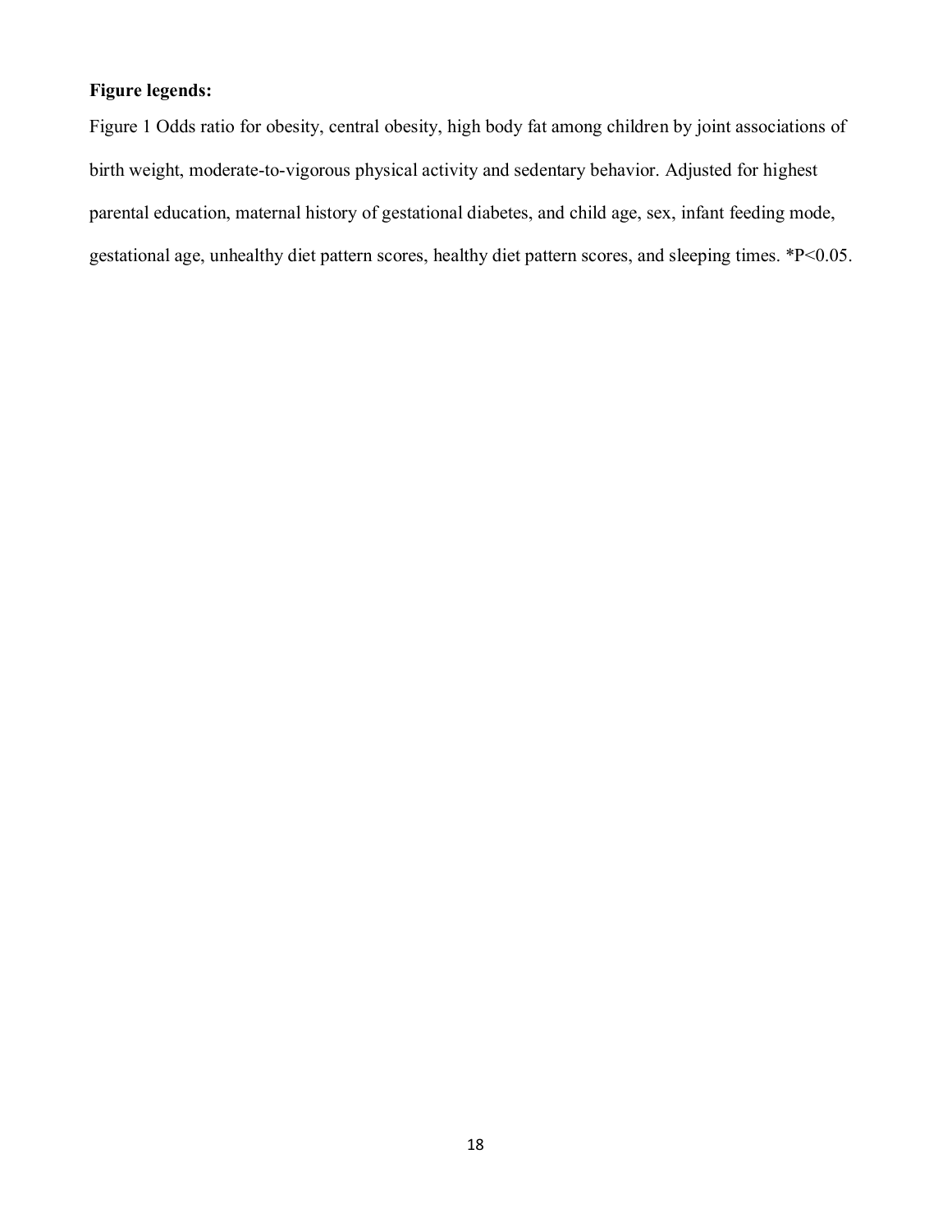**Figure legends:**

Figure 1 Odds ratio for obesity, central obesity, high body fat among children by joint associations of birth weight, moderate-to-vigorous physical activity and sedentary behavior. Adjusted for highest parental education, maternal history of gestational diabetes, and child age, sex, infant feeding mode, gestational age, unhealthy diet pattern scores, healthy diet pattern scores, and sleeping times. *$P<0.05$.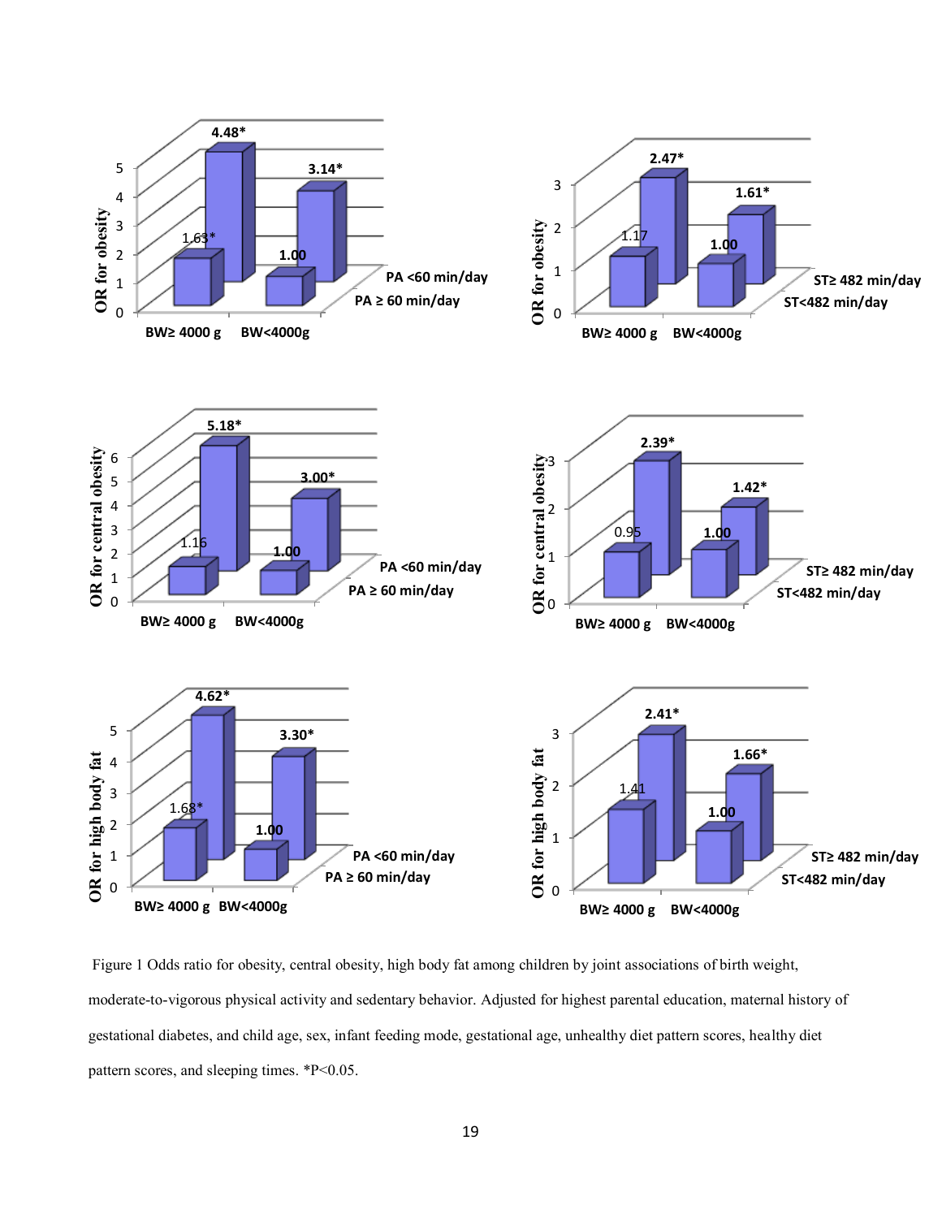Figure 1 Odds ratio for obesity, central obesity, high body fat among children by joint associations of birth weight, moderate-to-vigorous physical activity and sedentary behavior. Adjusted for highest parental education, maternal history of gestational diabetes, and child age, sex, infant feeding mode, gestational age, unhealthy diet pattern scores, healthy diet pattern scores, and sleeping times. *P<0.05.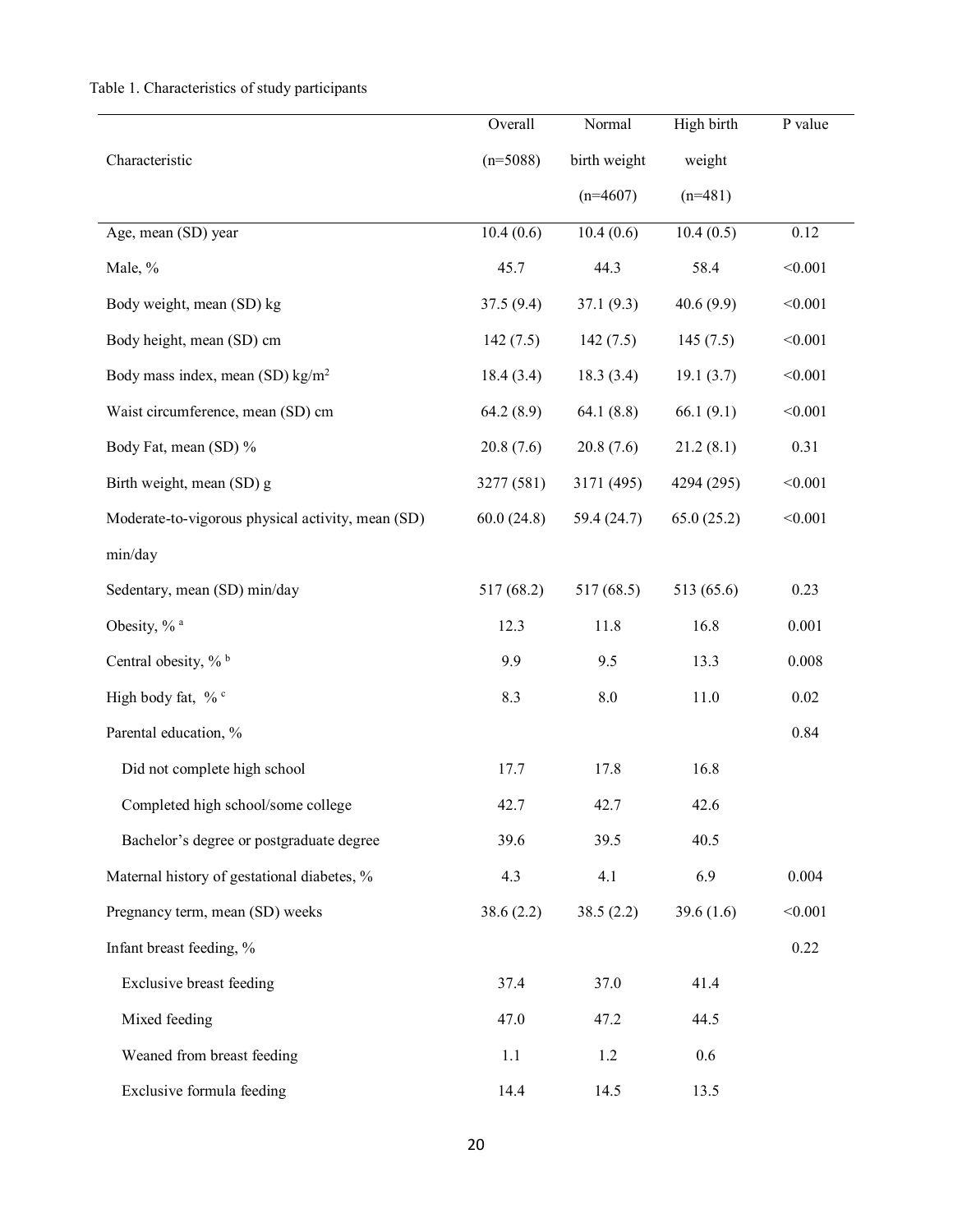Table 1. Characteristics of study participants

| Characteristic | Overall (n=5088) | Normal birth weight (n=4607) | High birth weight (n=481) | P value |
|---|---|---|---|---|
| Age, mean (SD) year | 10.4 (0.6) | 10.4 (0.6) | 10.4 (0.5) | 0.12 |
| Male, % | 45.7 | 44.3 | 58.4 | <0.001 |
| Body weight, mean (SD) kg | 37.5 (9.4) | 37.1 (9.3) | 40.6 (9.9) | <0.001 |
| Body height, mean (SD) cm | 142 (7.5) | 142 (7.5) | 145 (7.5) | <0.001 |
| Body mass index, mean (SD) kg/m$^2$ | 18.4 (3.4) | 18.3 (3.4) | 19.1 (3.7) | <0.001 |
| Waist circumference, mean (SD) cm | 64.2 (8.9) | 64.1 (8.8) | 66.1 (9.1) | <0.001 |
| Body Fat, mean (SD) % | 20.8 (7.6) | 20.8 (7.6) | 21.2 (8.1) | 0.31 |
| Birth weight, mean (SD) g | 3277 (581) | 3171 (495) | 4294 (295) | <0.001 |
| Moderate-to-vigorous physical activity, mean (SD) min/day | 60.0 (24.8) | 59.4 (24.7) | 65.0 (25.2) | <0.001 |
| Sedentary, mean (SD) min/day | 517 (68.2) | 517 (68.5) | 513 (65.6) | 0.23 |
| Obesity, % [a] | 12.3 | 11.8 | 16.8 | 0.001 |
| Central obesity, % [b] | 9.9 | 9.5 | 13.3 | 0.008 |
| High body fat, % [c] | 8.3 | 8.0 | 11.0 | 0.02 |
| Parental education, % | | | | 0.84 |
| Did not complete high school | 17.7 | 17.8 | 16.8 | |
| Completed high school/some college | 42.7 | 42.7 | 42.6 | |
| Bachelor's degree or postgraduate degree | 39.6 | 39.5 | 40.5 | |
| Maternal history of gestational diabetes, % | 4.3 | 4.1 | 6.9 | 0.004 |
| Pregnancy term, mean (SD) weeks | 38.6 (2.2) | 38.5 (2.2) | 39.6 (1.6) | <0.001 |
| Infant breast feeding, % | | | | 0.22 |
| Exclusive breast feeding | 37.4 | 37.0 | 41.4 | |
| Mixed feeding | 47.0 | 47.2 | 44.5 | |
| Weaned from breast feeding | 1.1 | 1.2 | 0.6 | |
| Exclusive formula feeding | 14.4 | 14.5 | 13.5 | |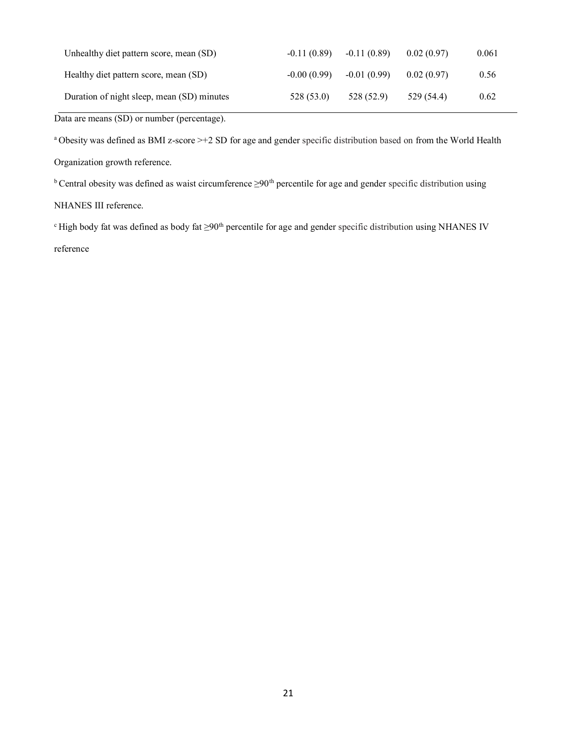| | | | | |
|---|---|---|---|---|
| Unhealthy diet pattern score, mean (SD) | -0.11 (0.89) | -0.11 (0.89) | 0.02 (0.97) | 0.061 |
| Healthy diet pattern score, mean (SD) | -0.00 (0.99) | -0.01 (0.99) | 0.02 (0.97) | 0.56 |
| Duration of night sleep, mean (SD) minutes | 528 (53.0) | 528 (52.9) | 529 (54.4) | 0.62 |

Data are means (SD) or number (percentage).

[a] Obesity was defined as BMI z-score >+2 SD for age and gender specific distribution based on from the World Health Organization growth reference.

[b] Central obesity was defined as waist circumference ≥90th percentile for age and gender specific distribution using NHANES III reference.

[c] High body fat was defined as body fat ≥90th percentile for age and gender specific distribution using NHANES IV reference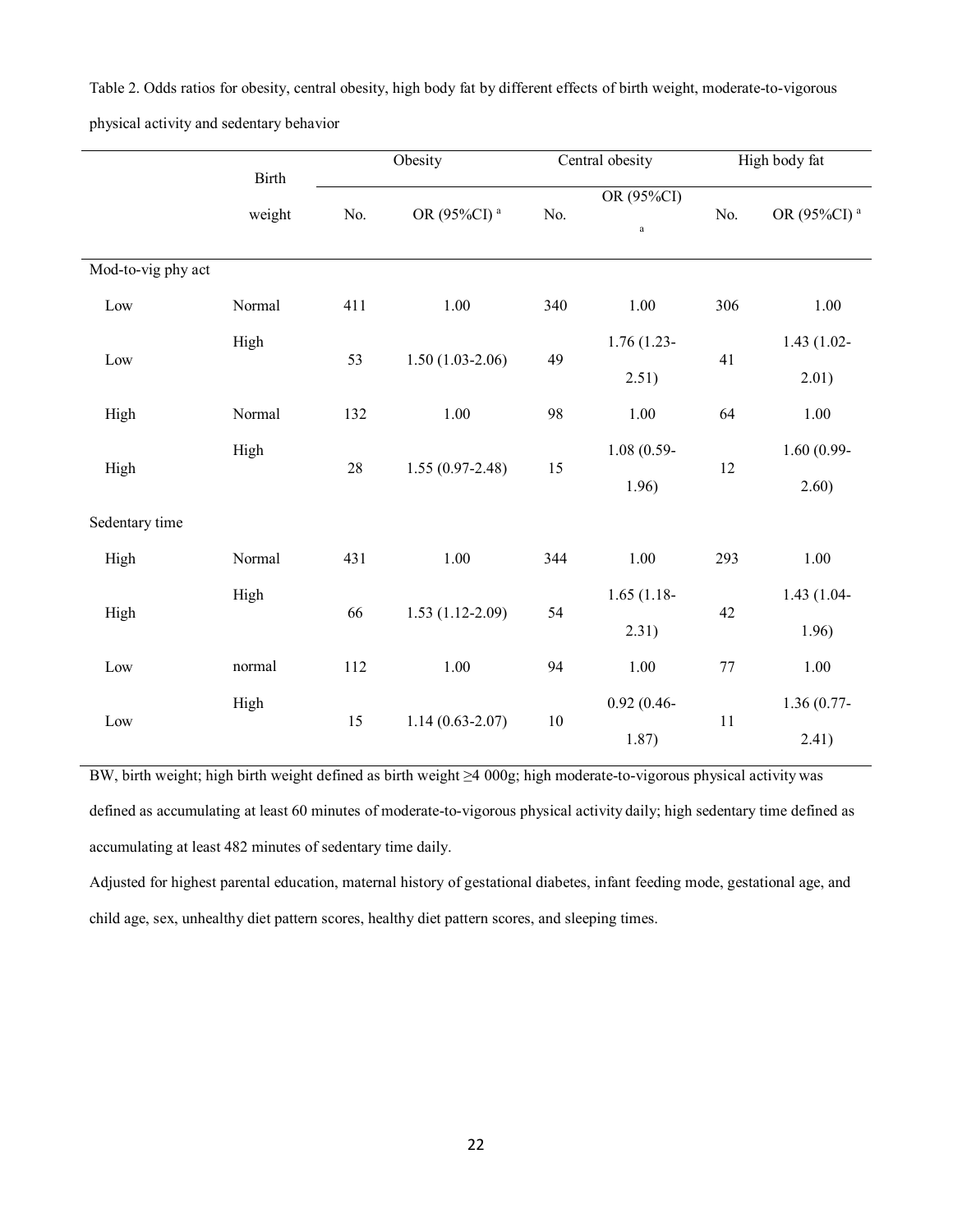Table 2. Odds ratios for obesity, central obesity, high body fat by different effects of birth weight, moderate-to-vigorous physical activity and sedentary behavior

| | Birth weight | Obesity | | Central obesity | | High body fat | |
|---|---|---|---|---|---|---|---|
| | | No. | OR (95%CI) [a] | No. | OR (95%CI) [a] | No. | OR (95%CI) [a] |
| Mod-to-vig phy act | | | | | | | |
| Low | Normal | 411 | 1.00 | 340 | 1.00 | 306 | 1.00 |
| Low | High | 53 | 1.50 (1.03-2.06) | 49 | 1.76 (1.23-2.51) | 41 | 1.43 (1.02-2.01) |
| High | Normal | 132 | 1.00 | 98 | 1.00 | 64 | 1.00 |
| High | High | 28 | 1.55 (0.97-2.48) | 15 | 1.08 (0.59-1.96) | 12 | 1.60 (0.99-2.60) |
| Sedentary time | | | | | | | |
| High | Normal | 431 | 1.00 | 344 | 1.00 | 293 | 1.00 |
| High | High | 66 | 1.53 (1.12-2.09) | 54 | 1.65 (1.18-2.31) | 42 | 1.43 (1.04-1.96) |
| Low | normal | 112 | 1.00 | 94 | 1.00 | 77 | 1.00 |
| Low | High | 15 | 1.14 (0.63-2.07) | 10 | 0.92 (0.46-1.87) | 11 | 1.36 (0.77-2.41) |

BW, birth weight; high birth weight defined as birth weight ≥4 000g; high moderate-to-vigorous physical activity was defined as accumulating at least 60 minutes of moderate-to-vigorous physical activity daily; high sedentary time defined as accumulating at least 482 minutes of sedentary time daily.

Adjusted for highest parental education, maternal history of gestational diabetes, infant feeding mode, gestational age, and child age, sex, unhealthy diet pattern scores, healthy diet pattern scores, and sleeping times.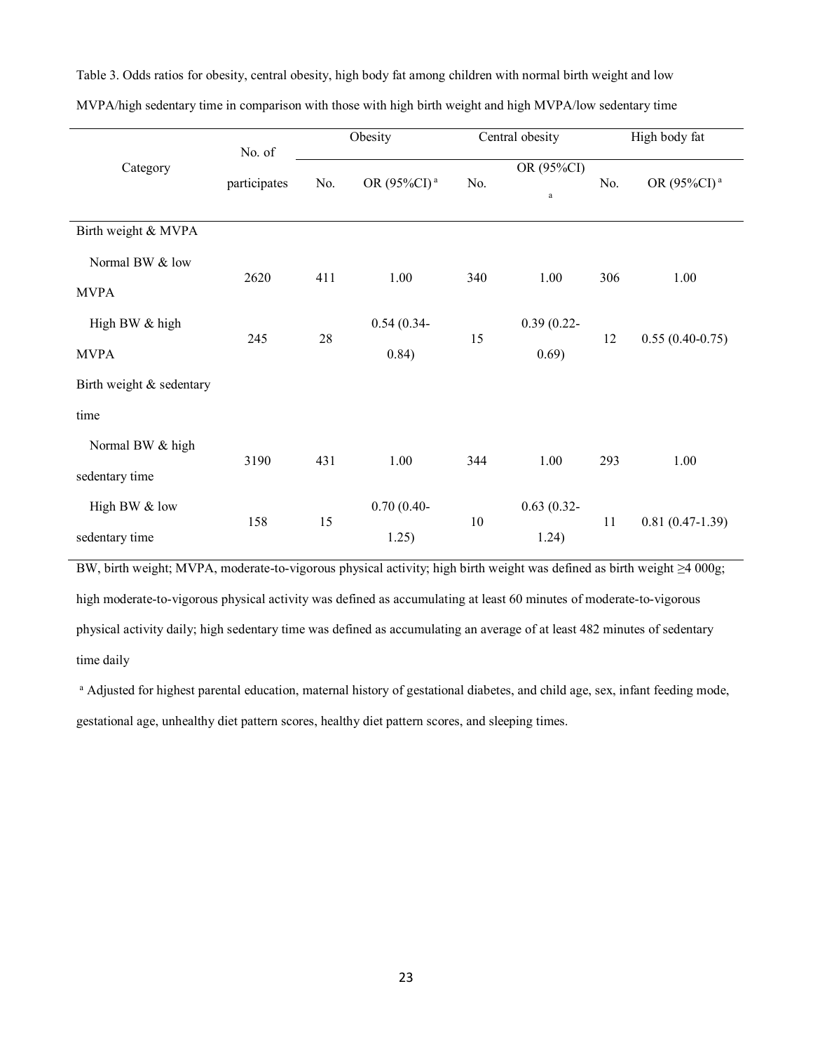Table 3. Odds ratios for obesity, central obesity, high body fat among children with normal birth weight and low MVPA/high sedentary time in comparison with those with high birth weight and high MVPA/low sedentary time

| Category | No. of participates | Obesity | | Central obesity | | High body fat | |
|---|---|---|---|---|---|---|---|
| | | No. | OR (95%CI) [a] | No. | OR (95%CI) [a] | No. | OR (95%CI) [a] |
| Birth weight & MVPA | | | | | | | |
| Normal BW & low MVPA | 2620 | 411 | 1.00 | 340 | 1.00 | 306 | 1.00 |
| High BW & high MVPA | 245 | 28 | 0.54 (0.34-0.84) | 15 | 0.39 (0.22-0.69) | 12 | 0.55 (0.40-0.75) |
| Birth weight & sedentary time | | | | | | | |
| Normal BW & high sedentary time | 3190 | 431 | 1.00 | 344 | 1.00 | 293 | 1.00 |
| High BW & low sedentary time | 158 | 15 | 0.70 (0.40-1.25) | 10 | 0.63 (0.32-1.24) | 11 | 0.81 (0.47-1.39) |

BW, birth weight; MVPA, moderate-to-vigorous physical activity; high birth weight was defined as birth weight ≥4 000g; high moderate-to-vigorous physical activity was defined as accumulating at least 60 minutes of moderate-to-vigorous physical activity daily; high sedentary time was defined as accumulating an average of at least 482 minutes of sedentary time daily

[a] Adjusted for highest parental education, maternal history of gestational diabetes, and child age, sex, infant feeding mode, gestational age, unhealthy diet pattern scores, healthy diet pattern scores, and sleeping times.